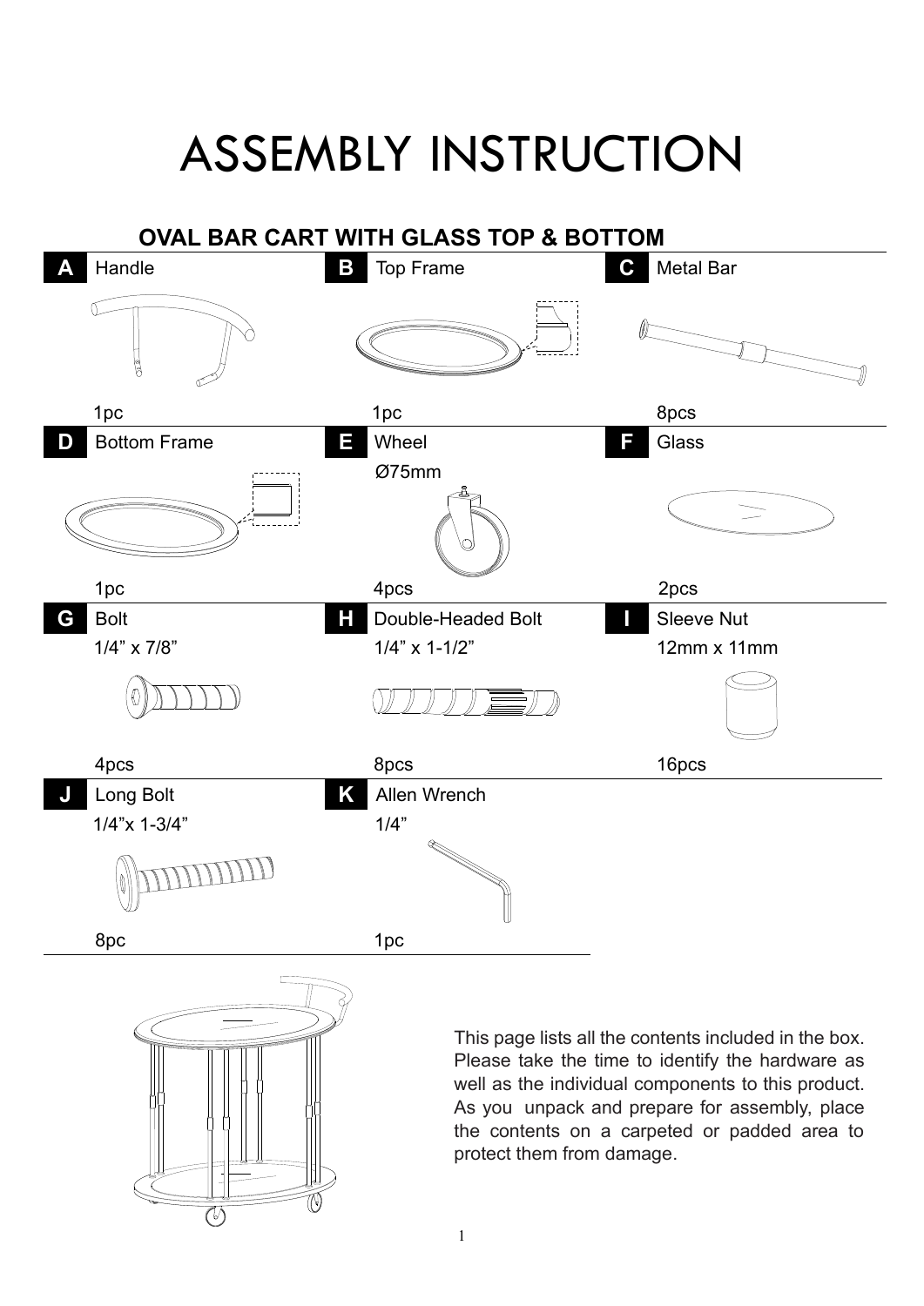# ASSEMBLY INSTRUCTION

## OVAL BAR CART WITH GLASS TOP & BOTTOM

| Part | Name | Size | Quantity |
|---|---|---|---|
| A | Handle | | 1pc |
| B | Top Frame | | 1pc |
| C | Metal Bar | | 8pcs |
| D | Bottom Frame | | 1pc |
| E | Wheel | Ø75mm | 4pcs |
| F | Glass | | 2pcs |
| G | Bolt | 1/4" x 7/8" | 4pcs |
| H | Double-Headed Bolt | 1/4" x 1-1/2" | 8pcs |
| I | Sleeve Nut | 12mm x 11mm | 16pcs |
| J | Long Bolt | 1/4"x 1-3/4" | 8pc |
| K | Allen Wrench | 1/4" | 1pc |

This page lists all the contents included in the box. Please take the time to identify the hardware as well as the individual components to this product. As you unpack and prepare for assembly, place the contents on a carpeted or padded area to protect them from damage.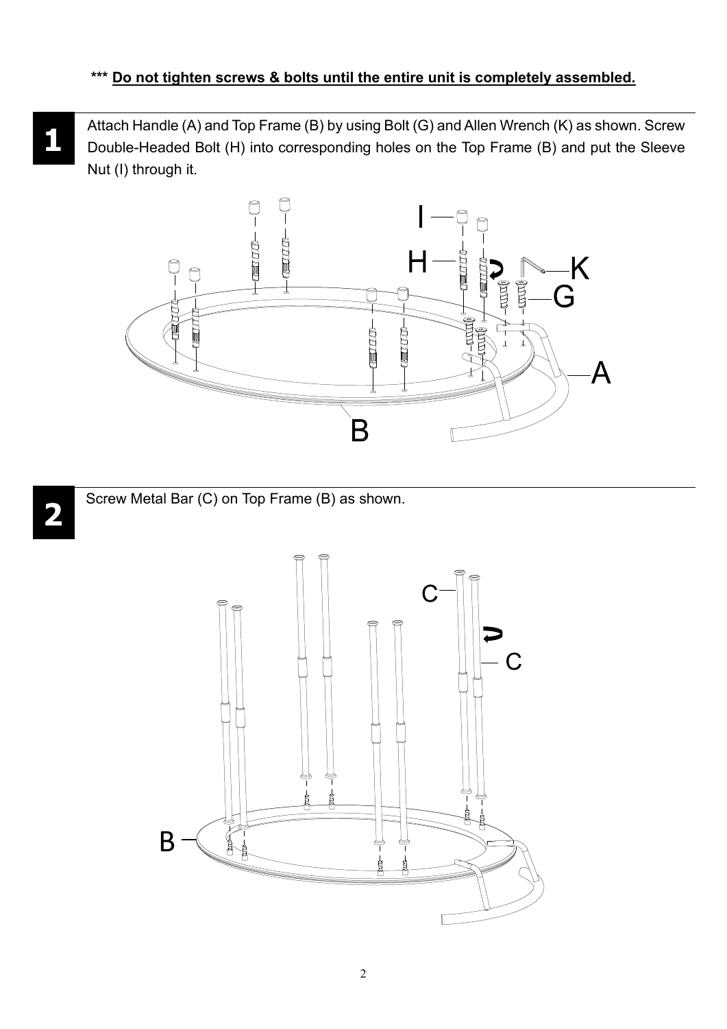**\*\*\* Do not tighten screws & bolts until the entire unit is completely assembled.**

**1**

Attach Handle (A) and Top Frame (B) by using Bolt (G) and Allen Wrench (K) as shown. Screw Double-Headed Bolt (H) into corresponding holes on the Top Frame (B) and put the Sleeve Nut (I) through it.

**2**

Screw Metal Bar (C) on Top Frame (B) as shown.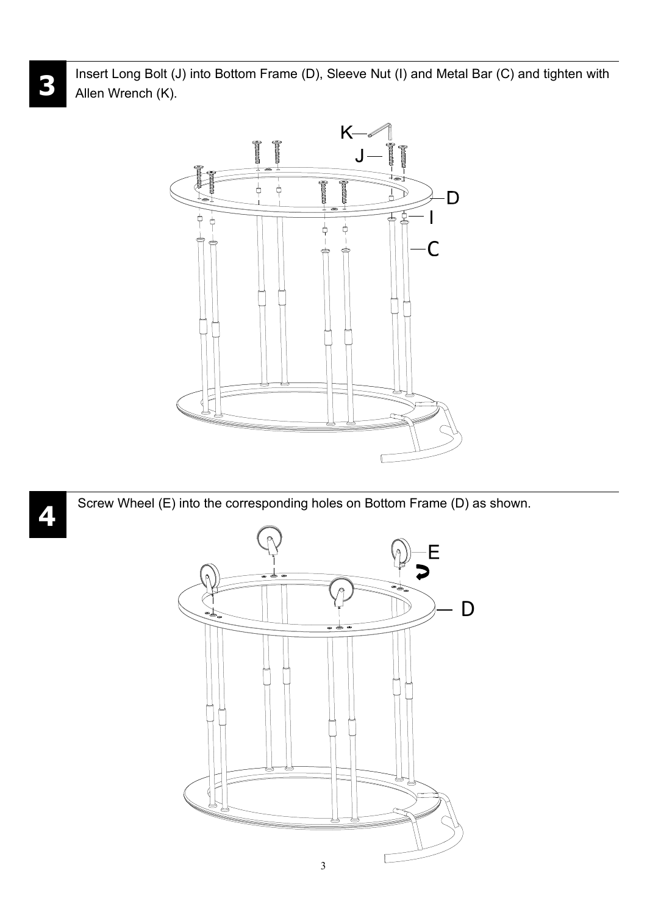## 3

Insert Long Bolt (J) into Bottom Frame (D), Sleeve Nut (I) and Metal Bar (C) and tighten with Allen Wrench (K).

## 4

Screw Wheel (E) into the corresponding holes on Bottom Frame (D) as shown.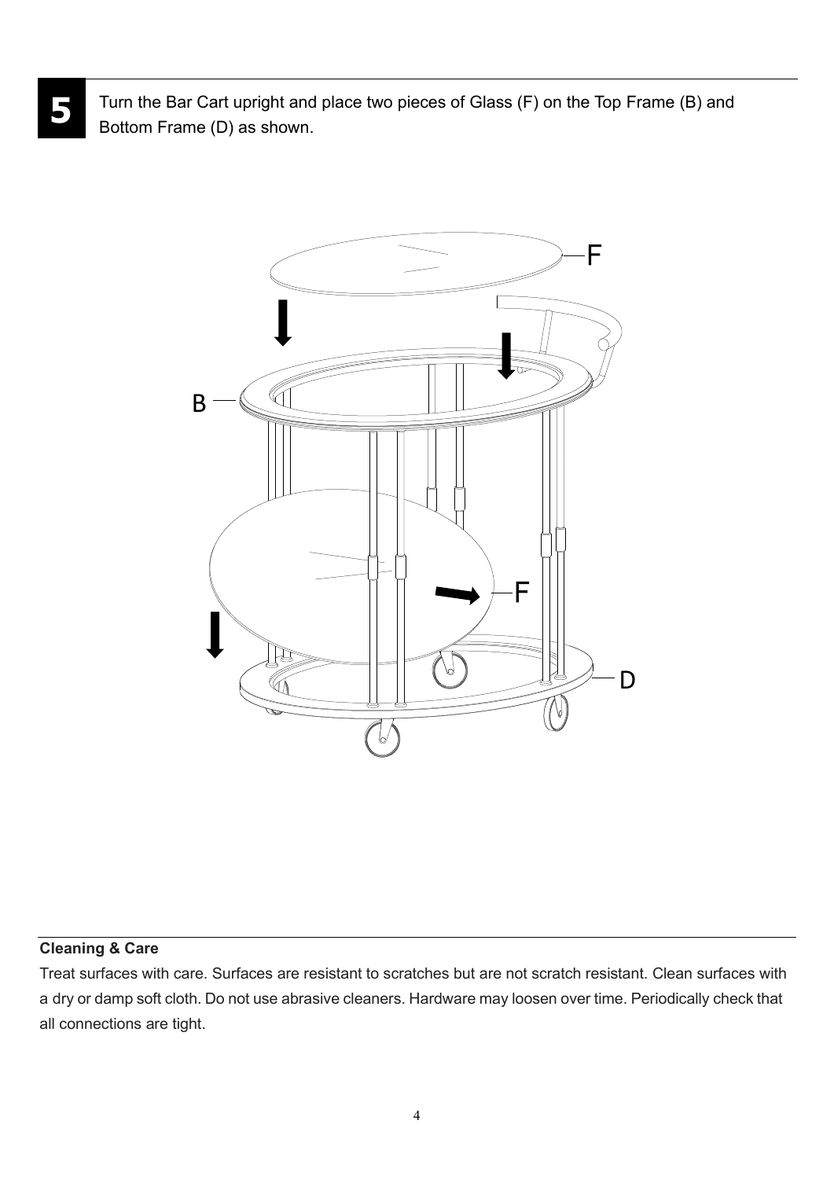**5** Turn the Bar Cart upright and place two pieces of Glass (F) on the Top Frame (B) and Bottom Frame (D) as shown.

F

B

F

D

## Cleaning & Care

Treat surfaces with care. Surfaces are resistant to scratches but are not scratch resistant. Clean surfaces with a dry or damp soft cloth. Do not use abrasive cleaners. Hardware may loosen over time. Periodically check that all connections are tight.